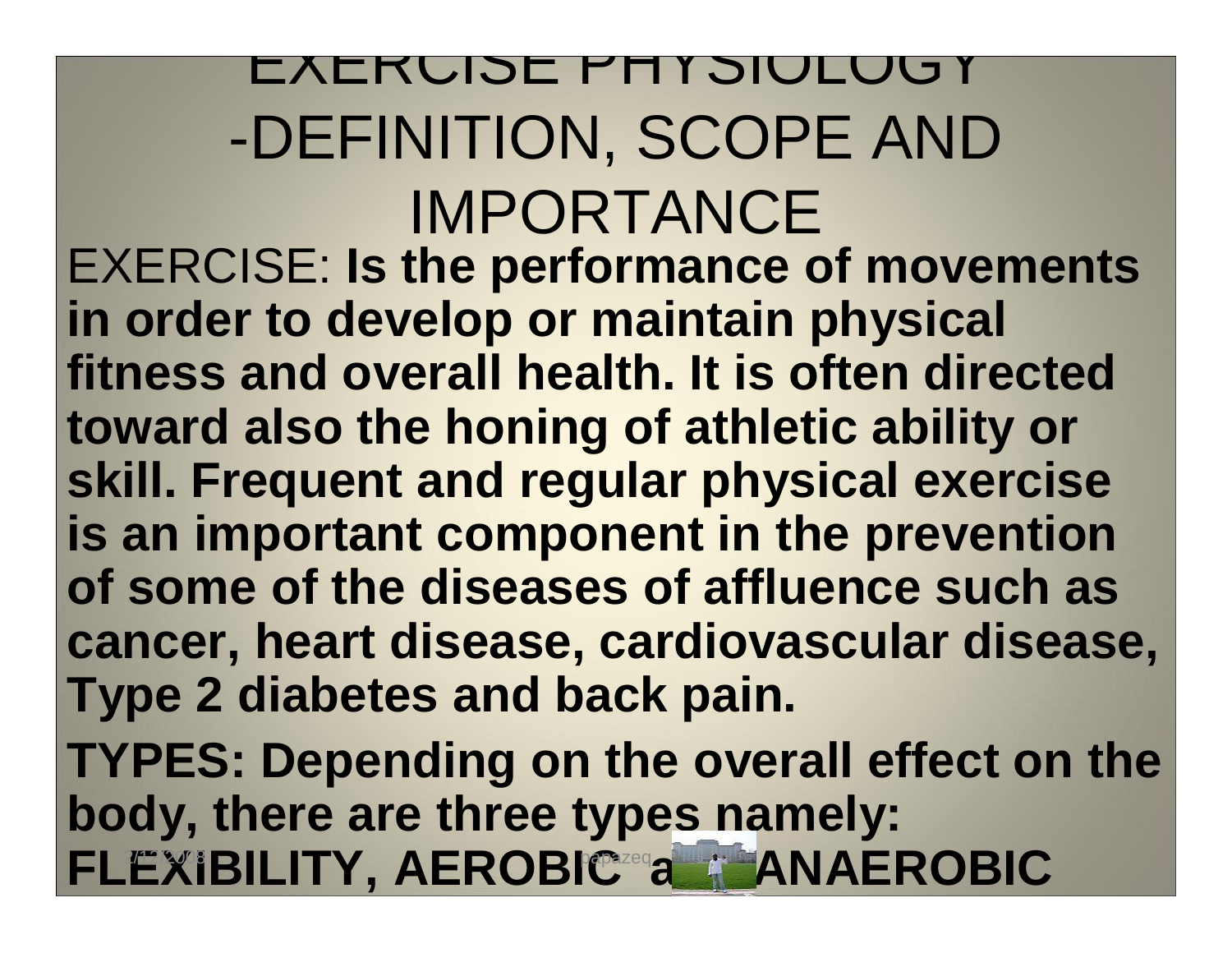# EXERCISE PHYSIOLOGY -DEFINITION, SCOPE AND IMPORTANCE

EXERCISE: **Is the performance of movements in order to develop or maintain physical fitness and overall health. It is often directed toward also the honing of athletic ability or skill. Frequent and regular physical exercise is an important component in the prevention of some of the diseases of affluence such as cancer, heart disease, cardiovascular disease, Type 2 diabetes and back pain.**

**TYPES: Depending on the overall effect on the body, there are three types namely: FLEXIBILITY, AEROBIC and ANAEROBIC**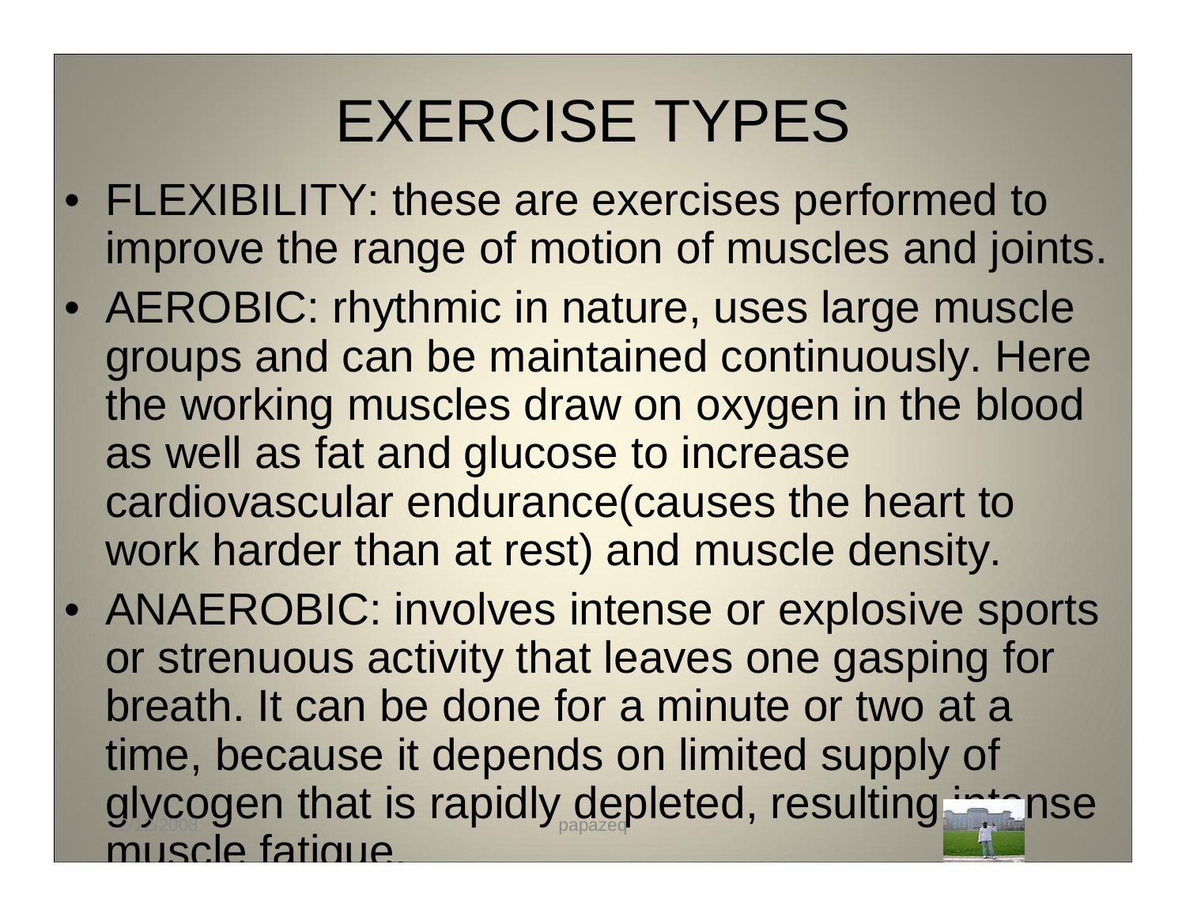# EXERCISE TYPES

- FLEXIBILITY: these are exercises performed to improve the range of motion of muscles and joints.
- AEROBIC: rhythmic in nature, uses large muscle groups and can be maintained continuously. Here the working muscles draw on oxygen in the blood as well as fat and glucose to increase cardiovascular endurance(causes the heart to work harder than at rest) and muscle density.
- ANAEROBIC: involves intense or explosive sports or strenuous activity that leaves one gasping for breath. It can be done for a minute or two at a time, because it depends on limited supply of glycogen that is rapidly depleted, resulting intense muscle fatigue.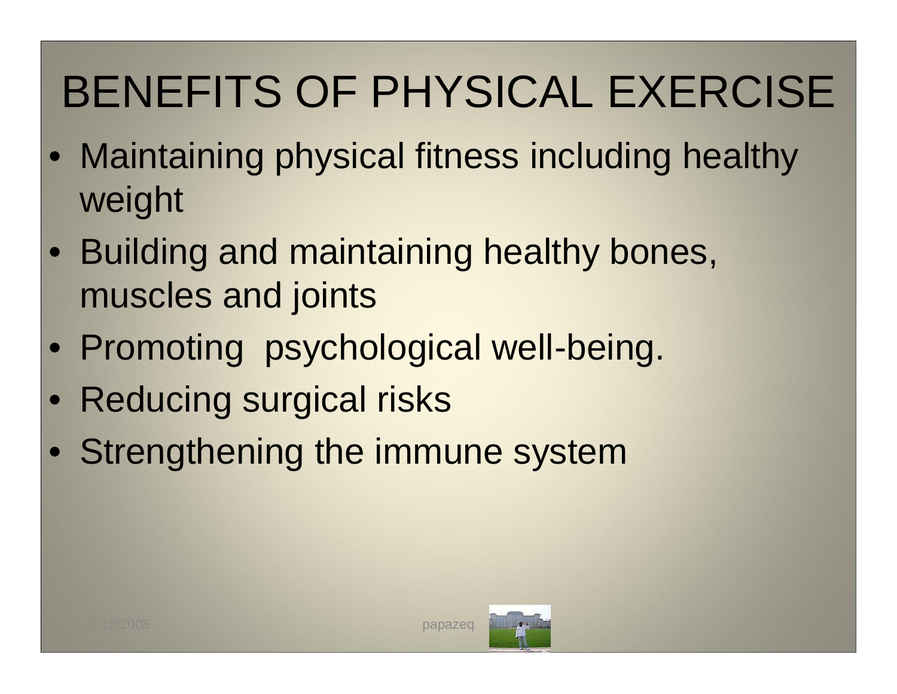# BENEFITS OF PHYSICAL EXERCISE

- Maintaining physical fitness including healthy weight
- Building and maintaining healthy bones, muscles and joints
- Promoting  psychological well-being.
- Reducing surgical risks
- Strengthening the immune system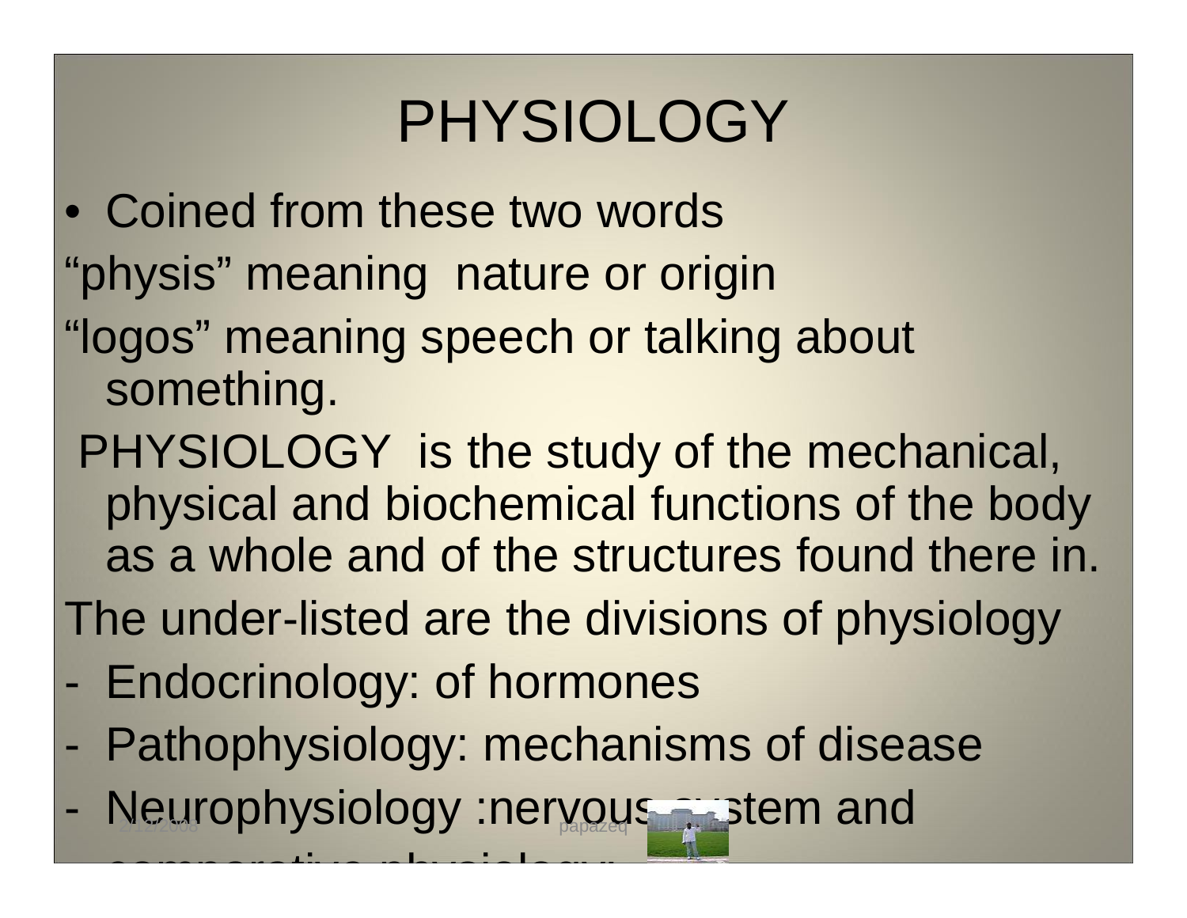# PHYSIOLOGY

- Coined from these two words

"physis" meaning nature or origin

"logos" meaning speech or talking about something.

PHYSIOLOGY is the study of the mechanical, physical and biochemical functions of the body as a whole and of the structures found there in.

The under-listed are the divisions of physiology

- Endocrinology: of hormones
- Pathophysiology: mechanisms of disease
- Neurophysiology :nervous system and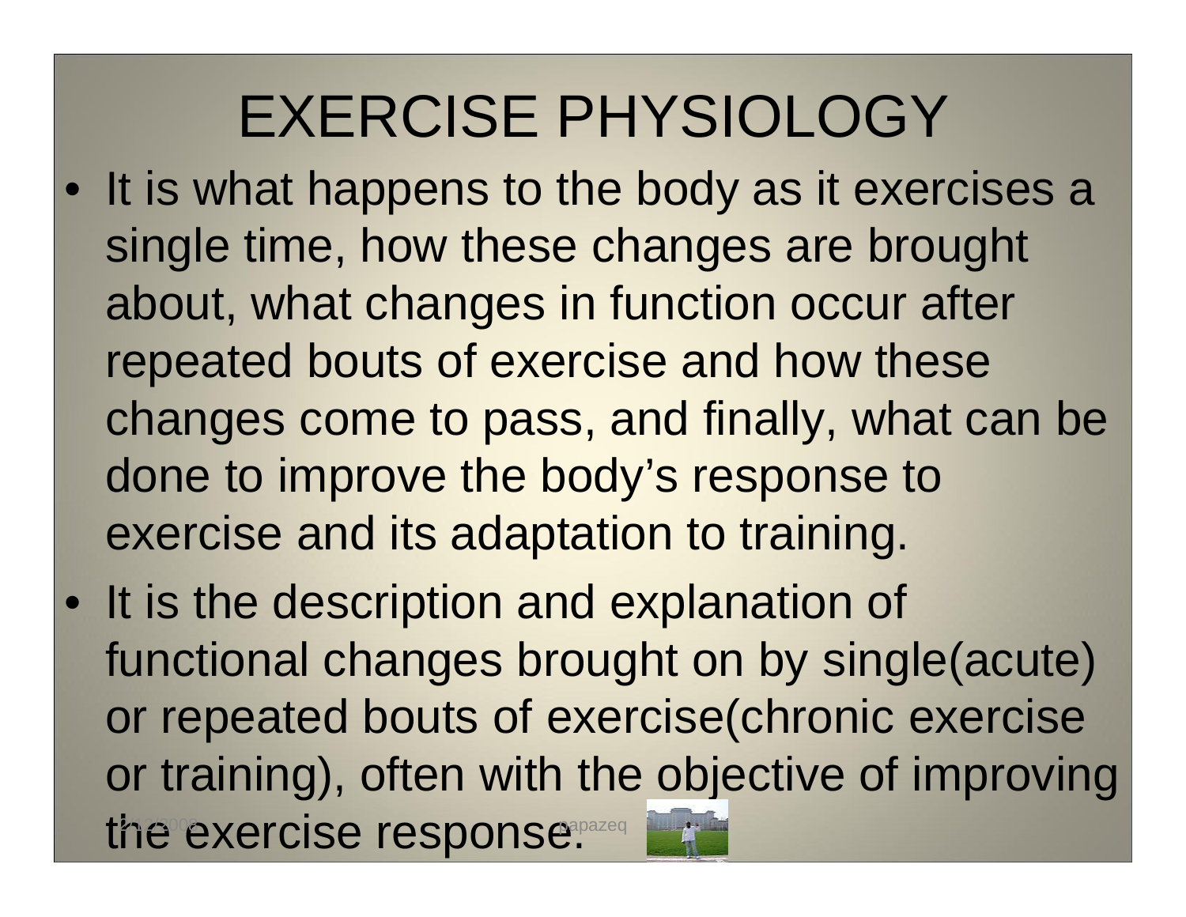# EXERCISE PHYSIOLOGY

- It is what happens to the body as it exercises a single time, how these changes are brought about, what changes in function occur after repeated bouts of exercise and how these changes come to pass, and finally, what can be done to improve the body's response to exercise and its adaptation to training.
- It is the description and explanation of functional changes brought on by single(acute) or repeated bouts of exercise(chronic exercise or training), often with the objective of improving the exercise response.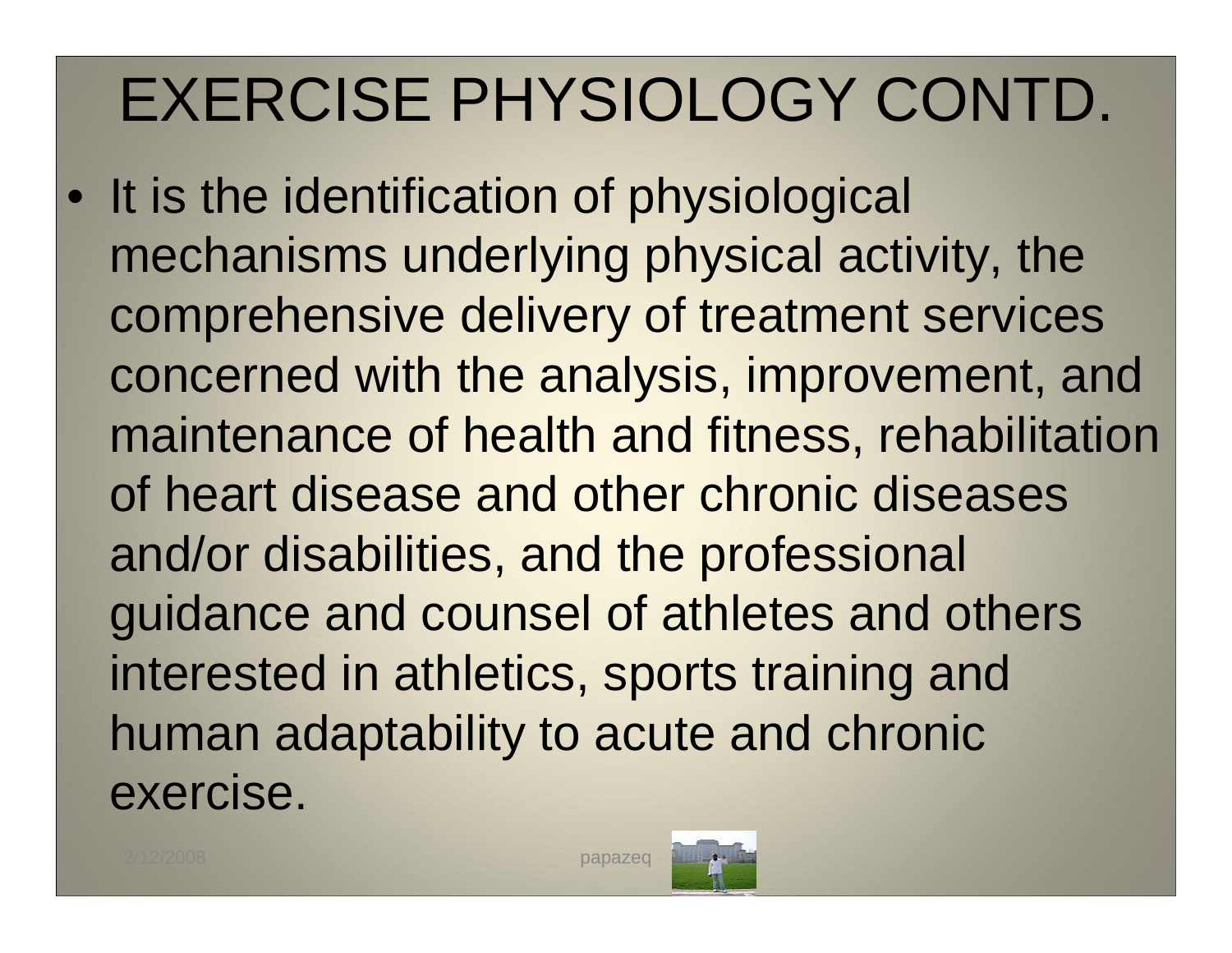# EXERCISE PHYSIOLOGY CONTD.

- It is the identification of physiological mechanisms underlying physical activity, the comprehensive delivery of treatment services concerned with the analysis, improvement, and maintenance of health and fitness, rehabilitation of heart disease and other chronic diseases and/or disabilities, and the professional guidance and counsel of athletes and others interested in athletics, sports training and human adaptability to acute and chronic exercise.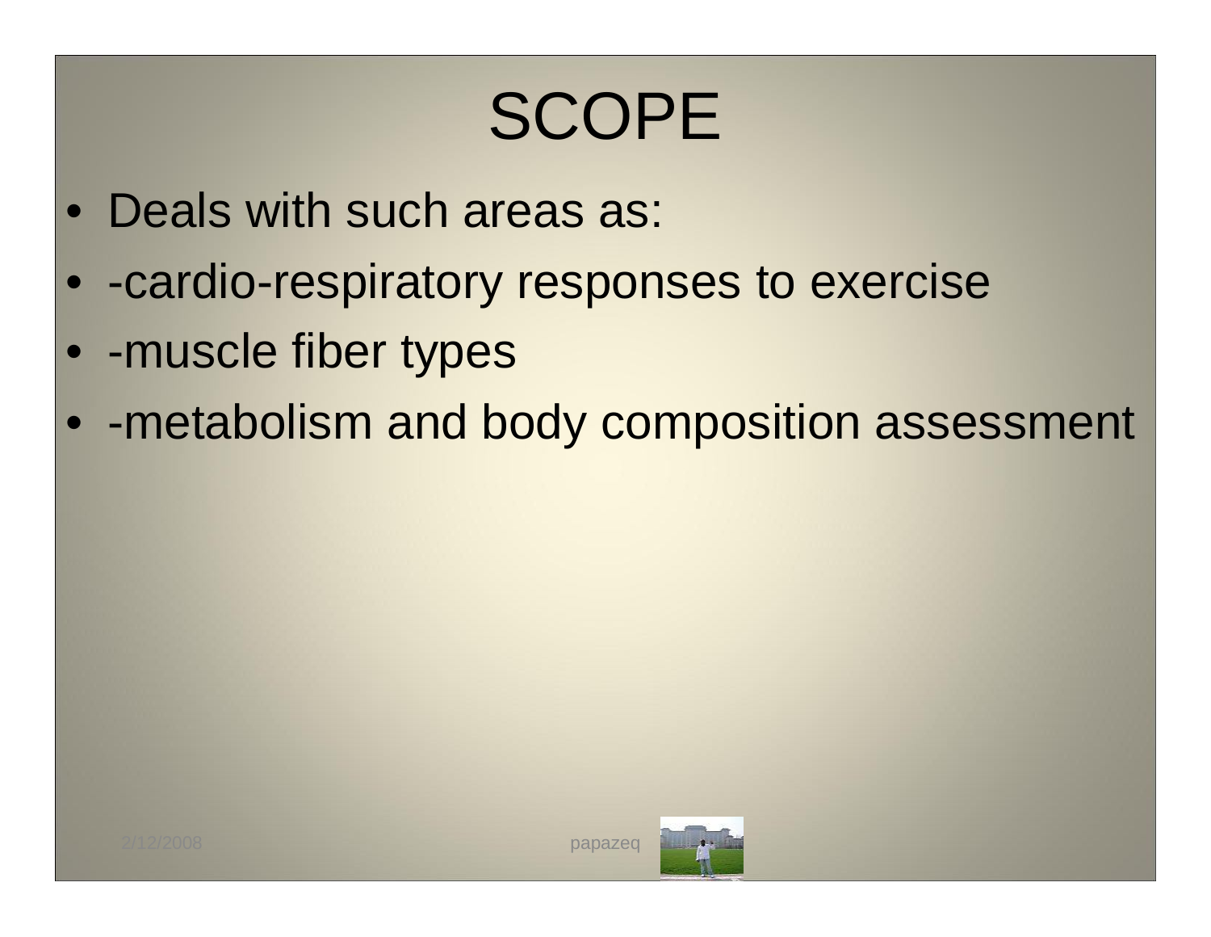# SCOPE

- Deals with such areas as:
- -cardio-respiratory responses to exercise
- -muscle fiber types
- -metabolism and body composition assessment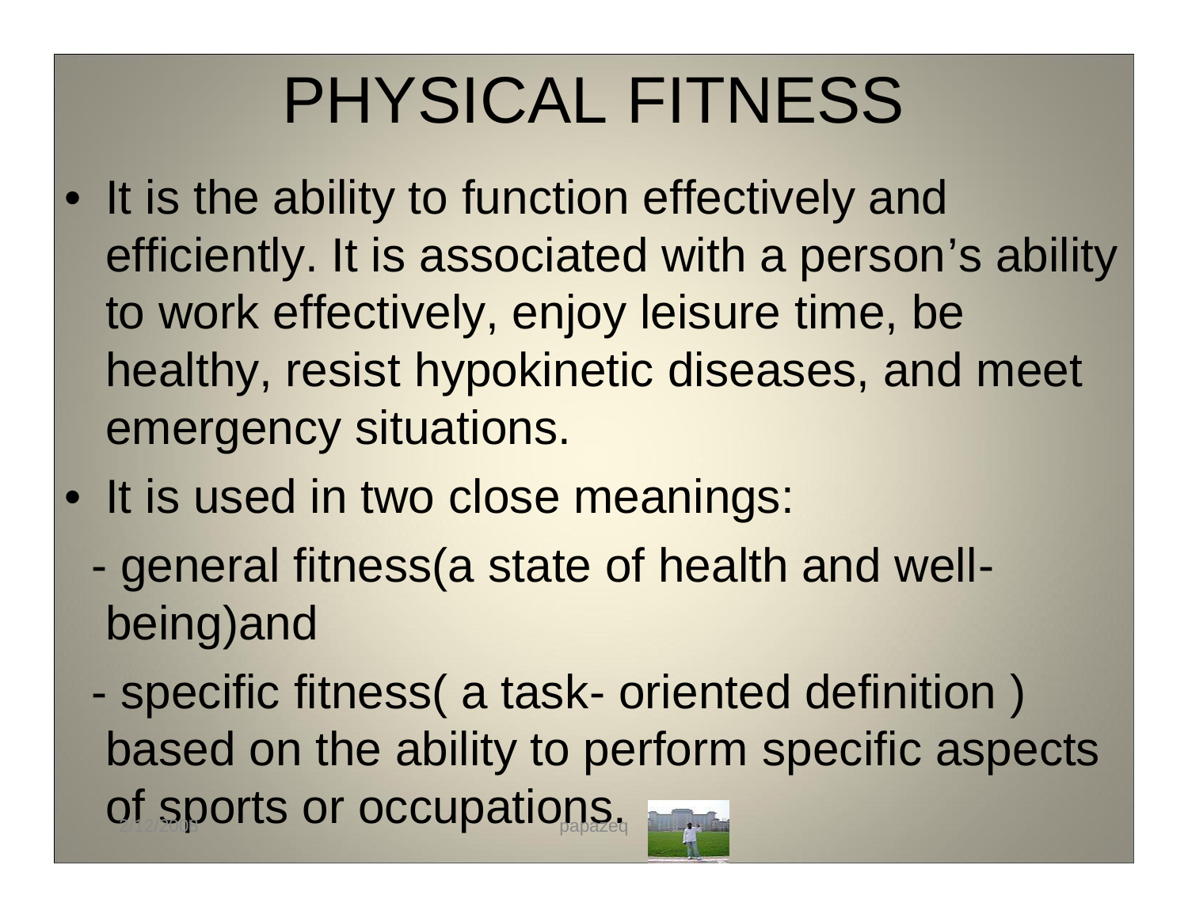# PHYSICAL FITNESS

- It is the ability to function effectively and efficiently. It is associated with a person's ability to work effectively, enjoy leisure time, be healthy, resist hypokinetic diseases, and meet emergency situations.
- It is used in two close meanings:
  - general fitness(a state of health and well-being)and
  - specific fitness( a task- oriented definition ) based on the ability to perform specific aspects of sports or occupations.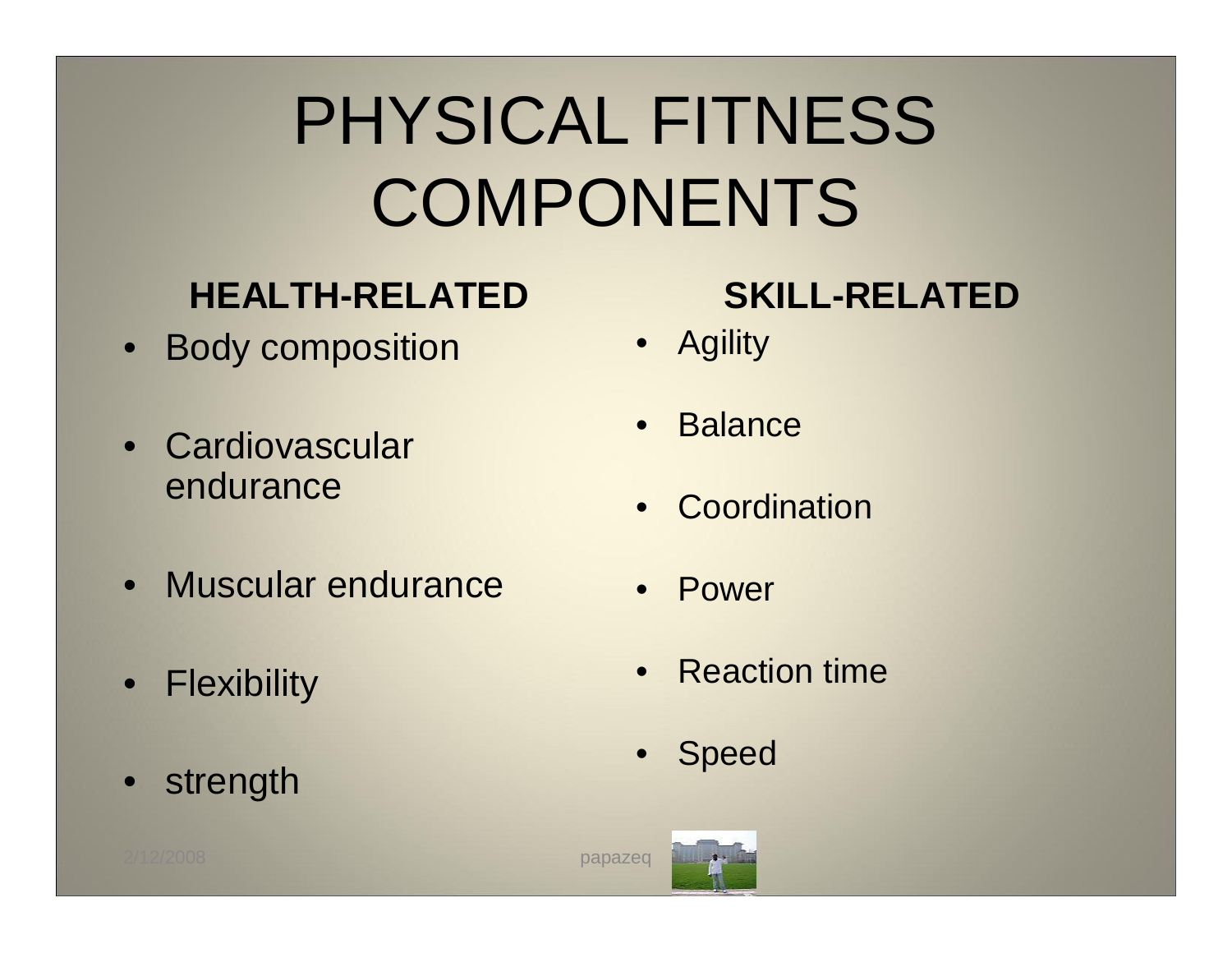# PHYSICAL FITNESS COMPONENTS

**HEALTH-RELATED**

- Body composition
- Cardiovascular endurance
- Muscular endurance
- Flexibility
- strength

**SKILL-RELATED**

- Agility
- Balance
- Coordination
- Power
- Reaction time
- Speed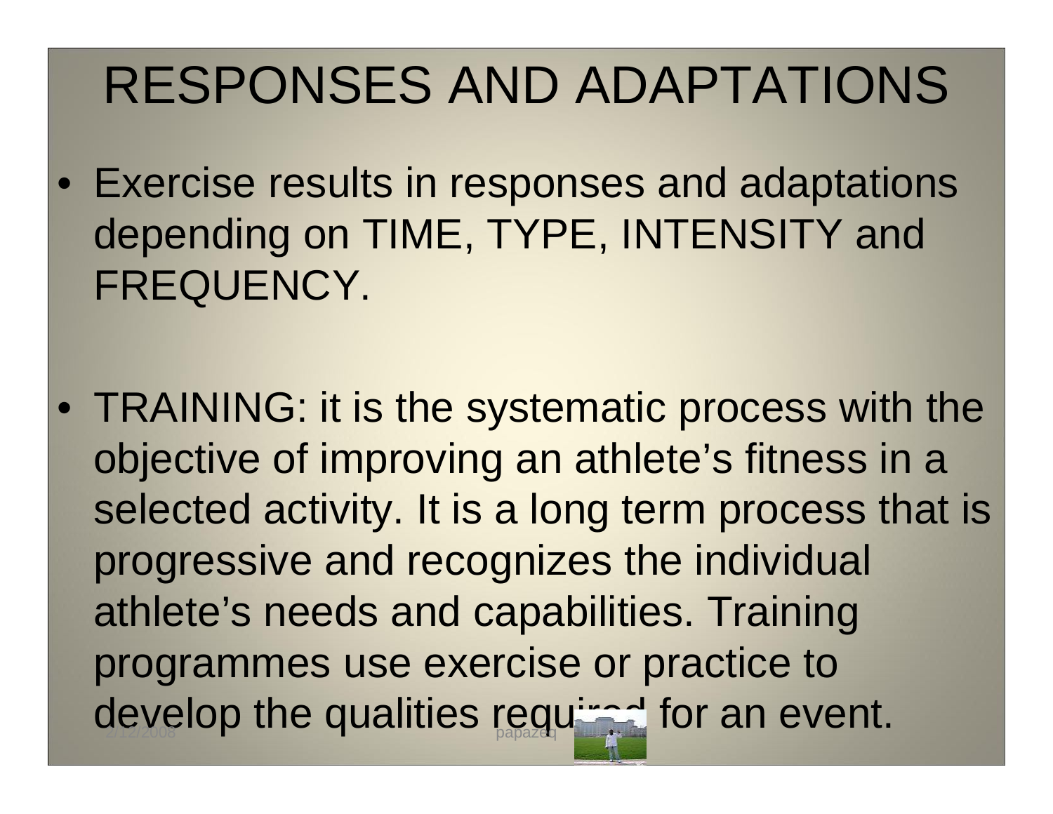# RESPONSES AND ADAPTATIONS

- Exercise results in responses and adaptations depending on TIME, TYPE, INTENSITY and FREQUENCY.

- TRAINING: it is the systematic process with the objective of improving an athlete's fitness in a selected activity. It is a long term process that is progressive and recognizes the individual athlete's needs and capabilities. Training programmes use exercise or practice to develop the qualities required for an event.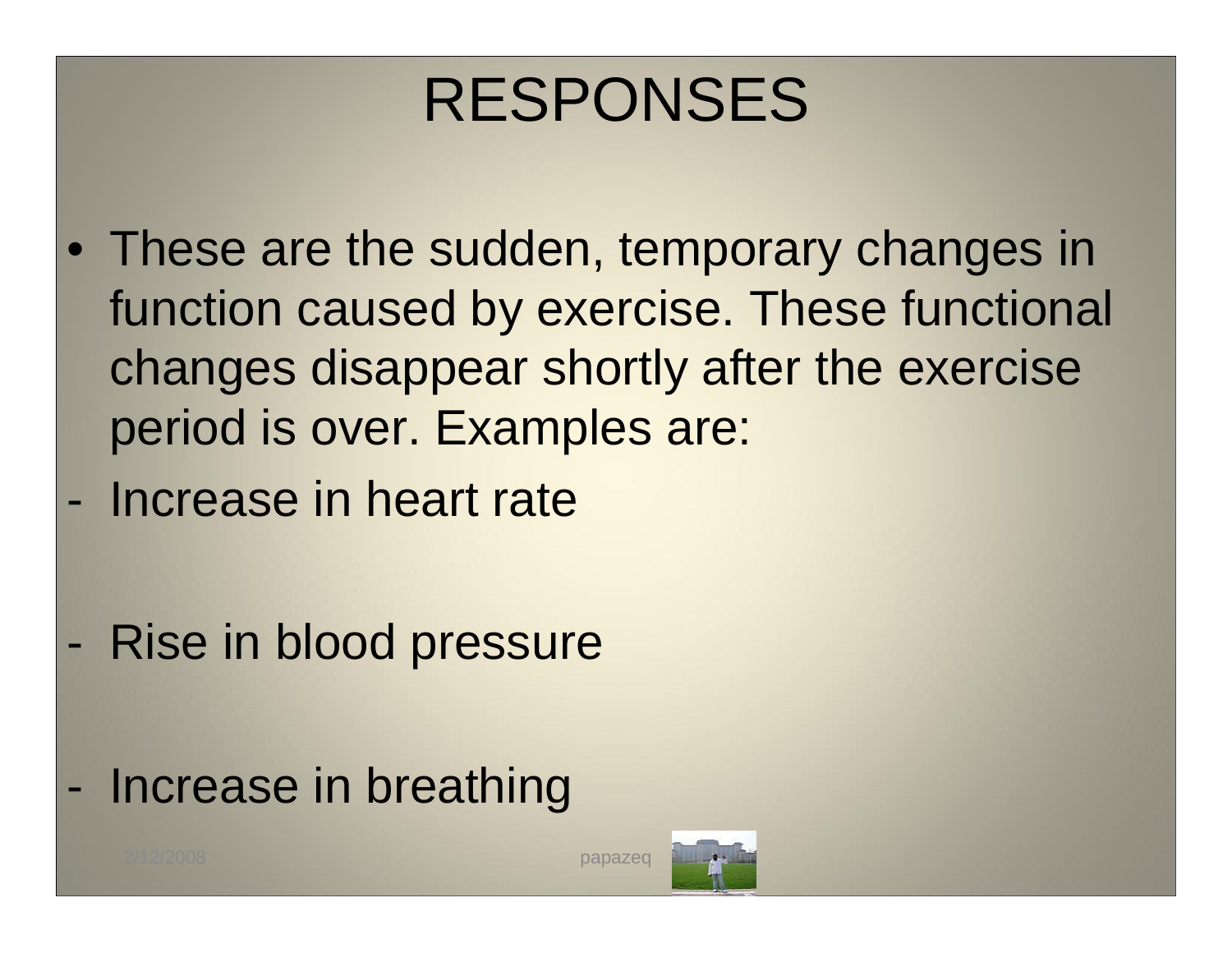# RESPONSES

- These are the sudden, temporary changes in function caused by exercise. These functional changes disappear shortly after the exercise period is over. Examples are:

- Increase in heart rate
- Rise in blood pressure
- Increase in breathing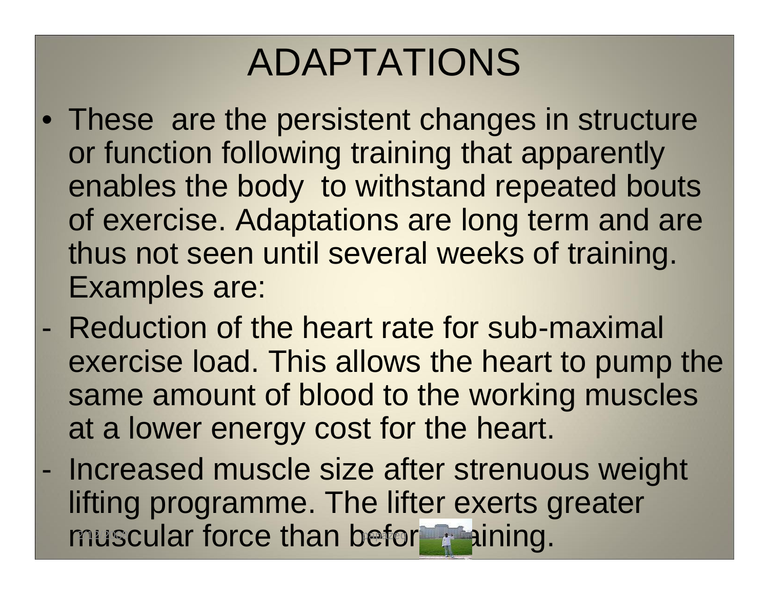# ADAPTATIONS

- These are the persistent changes in structure or function following training that apparently enables the body to withstand repeated bouts of exercise. Adaptations are long term and are thus not seen until several weeks of training. Examples are:

- Reduction of the heart rate for sub-maximal exercise load. This allows the heart to pump the same amount of blood to the working muscles at a lower energy cost for the heart.
- Increased muscle size after strenuous weight lifting programme. The lifter exerts greater muscular force than before training.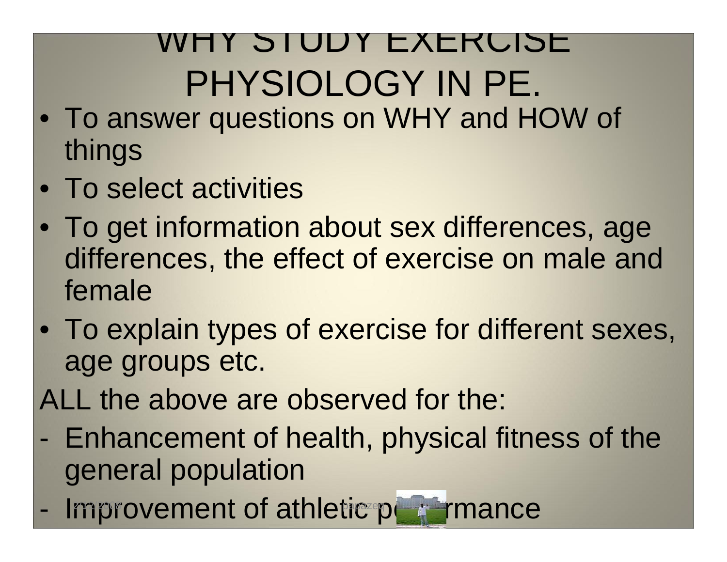# WHY STUDY EXERCISE PHYSIOLOGY IN PE.

- To answer questions on WHY and HOW of things
- To select activities
- To get information about sex differences, age differences, the effect of exercise on male and female
- To explain types of exercise for different sexes, age groups etc.

ALL the above are observed for the:

- Enhancement of health, physical fitness of the general population
- Improvement of athletic performance